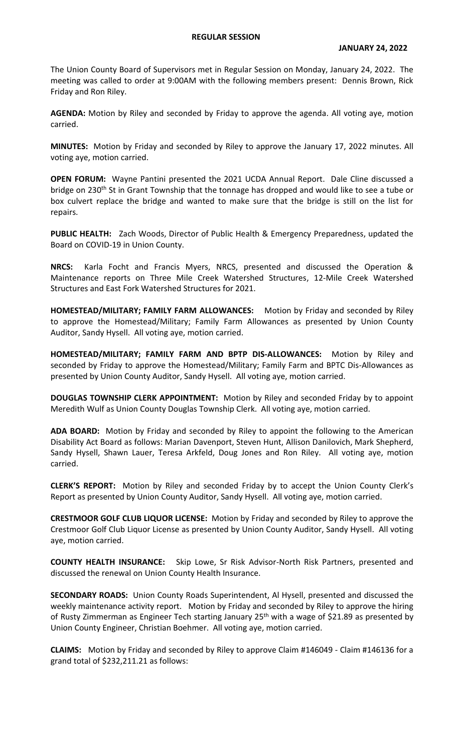# REGULAR SESSION

**JANUARY 24, 2022**

The Union County Board of Supervisors met in Regular Session on Monday, January 24, 2022. The meeting was called to order at 9:00AM with the following members present: Dennis Brown, Rick Friday and Ron Riley.

**AGENDA:** Motion by Riley and seconded by Friday to approve the agenda. All voting aye, motion carried.

**MINUTES:** Motion by Friday and seconded by Riley to approve the January 17, 2022 minutes. All voting aye, motion carried.

**OPEN FORUM:** Wayne Pantini presented the 2021 UCDA Annual Report. Dale Cline discussed a bridge on 230th St in Grant Township that the tonnage has dropped and would like to see a tube or box culvert replace the bridge and wanted to make sure that the bridge is still on the list for repairs.

**PUBLIC HEALTH:** Zach Woods, Director of Public Health & Emergency Preparedness, updated the Board on COVID-19 in Union County.

**NRCS:** Karla Focht and Francis Myers, NRCS, presented and discussed the Operation & Maintenance reports on Three Mile Creek Watershed Structures, 12-Mile Creek Watershed Structures and East Fork Watershed Structures for 2021.

**HOMESTEAD/MILITARY; FAMILY FARM ALLOWANCES:** Motion by Friday and seconded by Riley to approve the Homestead/Military; Family Farm Allowances as presented by Union County Auditor, Sandy Hysell. All voting aye, motion carried.

**HOMESTEAD/MILITARY; FAMILY FARM AND BPTP DIS-ALLOWANCES:** Motion by Riley and seconded by Friday to approve the Homestead/Military; Family Farm and BPTC Dis-Allowances as presented by Union County Auditor, Sandy Hysell. All voting aye, motion carried.

**DOUGLAS TOWNSHIP CLERK APPOINTMENT:** Motion by Riley and seconded Friday by to appoint Meredith Wulf as Union County Douglas Township Clerk. All voting aye, motion carried.

**ADA BOARD:** Motion by Friday and seconded by Riley to appoint the following to the American Disability Act Board as follows: Marian Davenport, Steven Hunt, Allison Danilovich, Mark Shepherd, Sandy Hysell, Shawn Lauer, Teresa Arkfeld, Doug Jones and Ron Riley. All voting aye, motion carried.

**CLERK'S REPORT:** Motion by Riley and seconded Friday by to accept the Union County Clerk's Report as presented by Union County Auditor, Sandy Hysell. All voting aye, motion carried.

**CRESTMOOR GOLF CLUB LIQUOR LICENSE:** Motion by Friday and seconded by Riley to approve the Crestmoor Golf Club Liquor License as presented by Union County Auditor, Sandy Hysell. All voting aye, motion carried.

**COUNTY HEALTH INSURANCE:** Skip Lowe, Sr Risk Advisor-North Risk Partners, presented and discussed the renewal on Union County Health Insurance.

**SECONDARY ROADS:** Union County Roads Superintendent, Al Hysell, presented and discussed the weekly maintenance activity report. Motion by Friday and seconded by Riley to approve the hiring of Rusty Zimmerman as Engineer Tech starting January 25th with a wage of $21.89 as presented by Union County Engineer, Christian Boehmer. All voting aye, motion carried.

**CLAIMS:** Motion by Friday and seconded by Riley to approve Claim #146049 - Claim #146136 for a grand total of $232,211.21 as follows: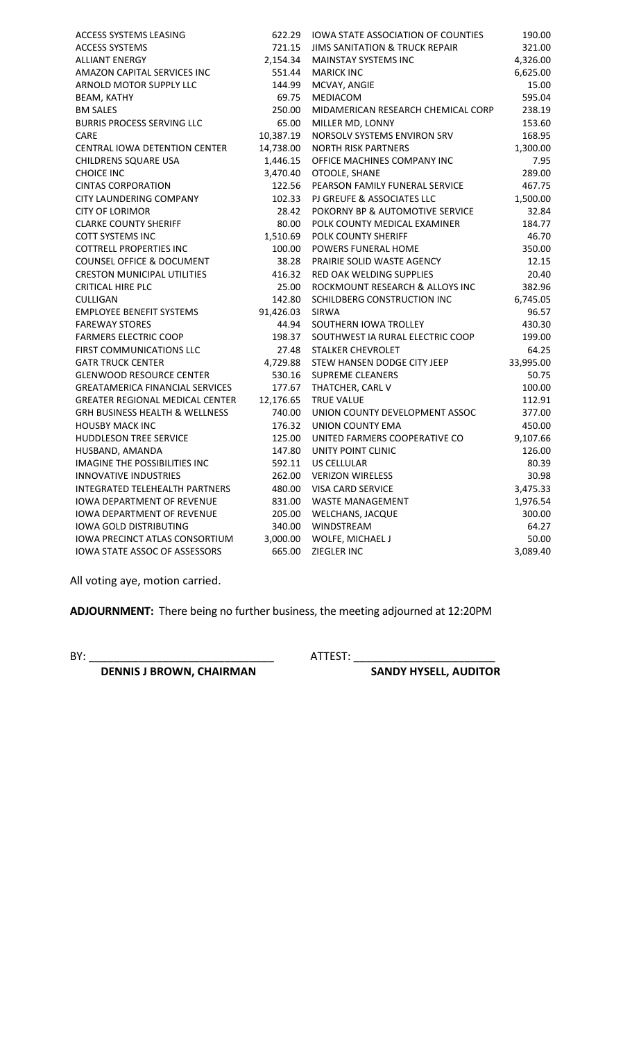| | | | |
|---|---|---|---|
| ACCESS SYSTEMS LEASING | 622.29 | IOWA STATE ASSOCIATION OF COUNTIES | 190.00 |
| ACCESS SYSTEMS | 721.15 | JIMS SANITATION & TRUCK REPAIR | 321.00 |
| ALLIANT ENERGY | 2,154.34 | MAINSTAY SYSTEMS INC | 4,326.00 |
| AMAZON CAPITAL SERVICES INC | 551.44 | MARICK INC | 6,625.00 |
| ARNOLD MOTOR SUPPLY LLC | 144.99 | MCVAY, ANGIE | 15.00 |
| BEAM, KATHY | 69.75 | MEDIACOM | 595.04 |
| BM SALES | 250.00 | MIDAMERICAN RESEARCH CHEMICAL CORP | 238.19 |
| BURRIS PROCESS SERVING LLC | 65.00 | MILLER MD, LONNY | 153.60 |
| CARE | 10,387.19 | NORSOLV SYSTEMS ENVIRON SRV | 168.95 |
| CENTRAL IOWA DETENTION CENTER | 14,738.00 | NORTH RISK PARTNERS | 1,300.00 |
| CHILDRENS SQUARE USA | 1,446.15 | OFFICE MACHINES COMPANY INC | 7.95 |
| CHOICE INC | 3,470.40 | OTOOLE, SHANE | 289.00 |
| CINTAS CORPORATION | 122.56 | PEARSON FAMILY FUNERAL SERVICE | 467.75 |
| CITY LAUNDERING COMPANY | 102.33 | PJ GREUFE & ASSOCIATES LLC | 1,500.00 |
| CITY OF LORIMOR | 28.42 | POKORNY BP & AUTOMOTIVE SERVICE | 32.84 |
| CLARKE COUNTY SHERIFF | 80.00 | POLK COUNTY MEDICAL EXAMINER | 184.77 |
| COTT SYSTEMS INC | 1,510.69 | POLK COUNTY SHERIFF | 46.70 |
| COTTRELL PROPERTIES INC | 100.00 | POWERS FUNERAL HOME | 350.00 |
| COUNSEL OFFICE & DOCUMENT | 38.28 | PRAIRIE SOLID WASTE AGENCY | 12.15 |
| CRESTON MUNICIPAL UTILITIES | 416.32 | RED OAK WELDING SUPPLIES | 20.40 |
| CRITICAL HIRE PLC | 25.00 | ROCKMOUNT RESEARCH & ALLOYS INC | 382.96 |
| CULLIGAN | 142.80 | SCHILDBERG CONSTRUCTION INC | 6,745.05 |
| EMPLOYEE BENEFIT SYSTEMS | 91,426.03 | SIRWA | 96.57 |
| FAREWAY STORES | 44.94 | SOUTHERN IOWA TROLLEY | 430.30 |
| FARMERS ELECTRIC COOP | 198.37 | SOUTHWEST IA RURAL ELECTRIC COOP | 199.00 |
| FIRST COMMUNICATIONS LLC | 27.48 | STALKER CHEVROLET | 64.25 |
| GATR TRUCK CENTER | 4,729.88 | STEW HANSEN DODGE CITY JEEP | 33,995.00 |
| GLENWOOD RESOURCE CENTER | 530.16 | SUPREME CLEANERS | 50.75 |
| GREATAMERICA FINANCIAL SERVICES | 177.67 | THATCHER, CARL V | 100.00 |
| GREATER REGIONAL MEDICAL CENTER | 12,176.65 | TRUE VALUE | 112.91 |
| GRH BUSINESS HEALTH & WELLNESS | 740.00 | UNION COUNTY DEVELOPMENT ASSOC | 377.00 |
| HOUSBY MACK INC | 176.32 | UNION COUNTY EMA | 450.00 |
| HUDDLESON TREE SERVICE | 125.00 | UNITED FARMERS COOPERATIVE CO | 9,107.66 |
| HUSBAND, AMANDA | 147.80 | UNITY POINT CLINIC | 126.00 |
| IMAGINE THE POSSIBILITIES INC | 592.11 | US CELLULAR | 80.39 |
| INNOVATIVE INDUSTRIES | 262.00 | VERIZON WIRELESS | 30.98 |
| INTEGRATED TELEHEALTH PARTNERS | 480.00 | VISA CARD SERVICE | 3,475.33 |
| IOWA DEPARTMENT OF REVENUE | 831.00 | WASTE MANAGEMENT | 1,976.54 |
| IOWA DEPARTMENT OF REVENUE | 205.00 | WELCHANS, JACQUE | 300.00 |
| IOWA GOLD DISTRIBUTING | 340.00 | WINDSTREAM | 64.27 |
| IOWA PRECINCT ATLAS CONSORTIUM | 3,000.00 | WOLFE, MICHAEL J | 50.00 |
| IOWA STATE ASSOC OF ASSESSORS | 665.00 | ZIEGLER INC | 3,089.40 |

All voting aye, motion carried.

**ADJOURNMENT:** There being no further business, the meeting adjourned at 12:20PM

BY: ______________________________ ATTEST: ______________________

**DENNIS J BROWN, CHAIRMAN** **SANDY HYSELL, AUDITOR**